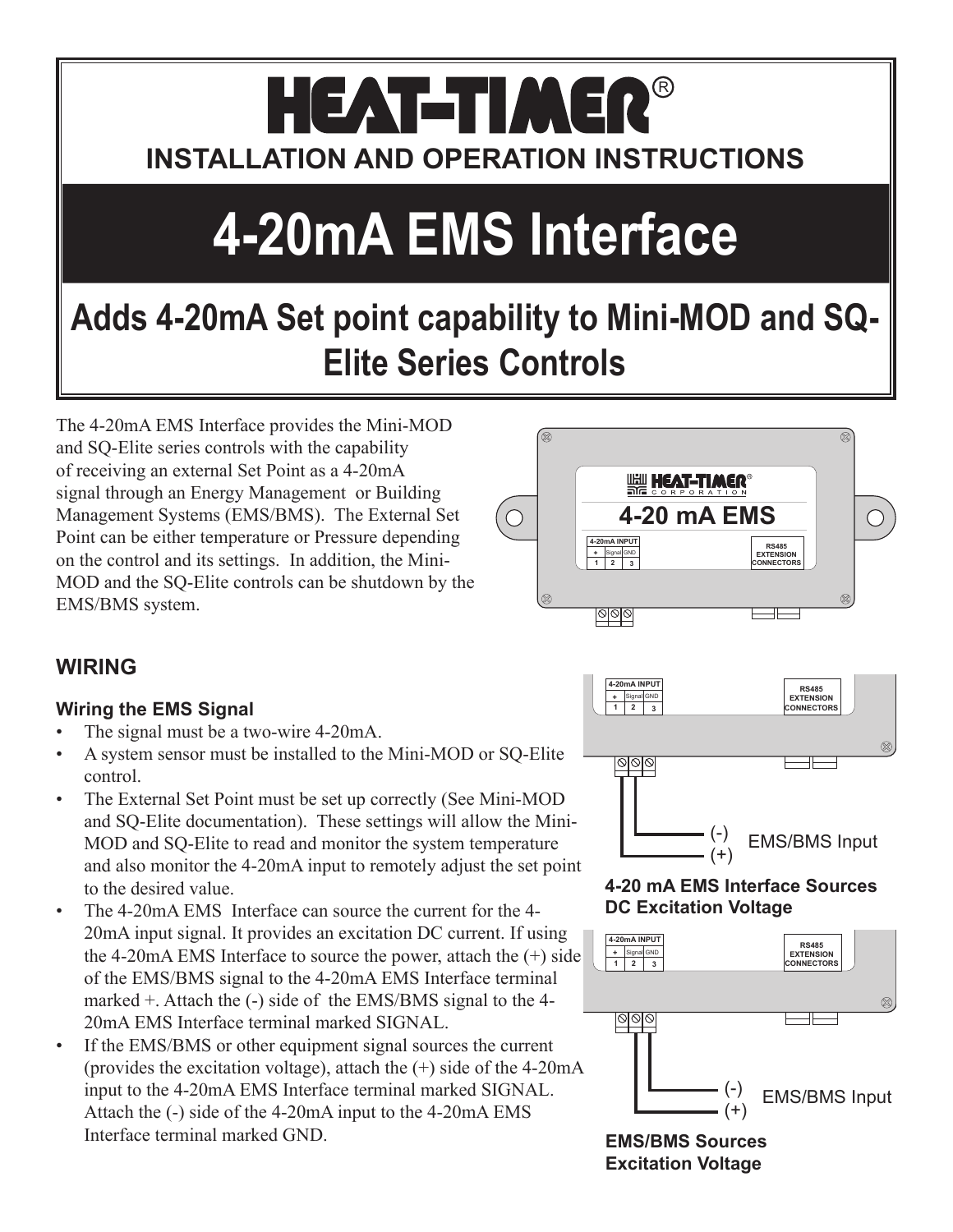# HEAT-TIMER®

## INSTALLATION AND OPERATION INSTRUCTIONS

# 4-20mA EMS Interface

## Adds 4-20mA Set point capability to Mini-MOD and SQ-Elite Series Controls

The 4-20mA EMS Interface provides the Mini-MOD and SQ-Elite series controls with the capability of receiving an external Set Point as a 4-20mA signal through an Energy Management or Building Management Systems (EMS/BMS). The External Set Point can be either temperature or Pressure depending on the control and its settings. In addition, the Mini-MOD and the SQ-Elite controls can be shutdown by the EMS/BMS system.

## WIRING

### Wiring the EMS Signal

- The signal must be a two-wire 4-20mA.
- A system sensor must be installed to the Mini-MOD or SQ-Elite control.
- The External Set Point must be set up correctly (See Mini-MOD and SQ-Elite documentation). These settings will allow the Mini-MOD and SQ-Elite to read and monitor the system temperature and also monitor the 4-20mA input to remotely adjust the set point to the desired value.
- The 4-20mA EMS Interface can source the current for the 4-20mA input signal. It provides an excitation DC current. If using the 4-20mA EMS Interface to source the power, attach the (+) side of the EMS/BMS signal to the 4-20mA EMS Interface terminal marked +. Attach the (-) side of the EMS/BMS signal to the 4-20mA EMS Interface terminal marked SIGNAL.
- If the EMS/BMS or other equipment signal sources the current (provides the excitation voltage), attach the (+) side of the 4-20mA input to the 4-20mA EMS Interface terminal marked SIGNAL. Attach the (-) side of the 4-20mA input to the 4-20mA EMS Interface terminal marked GND.

**4-20 mA EMS Interface Sources DC Excitation Voltage**

**EMS/BMS Sources Excitation Voltage**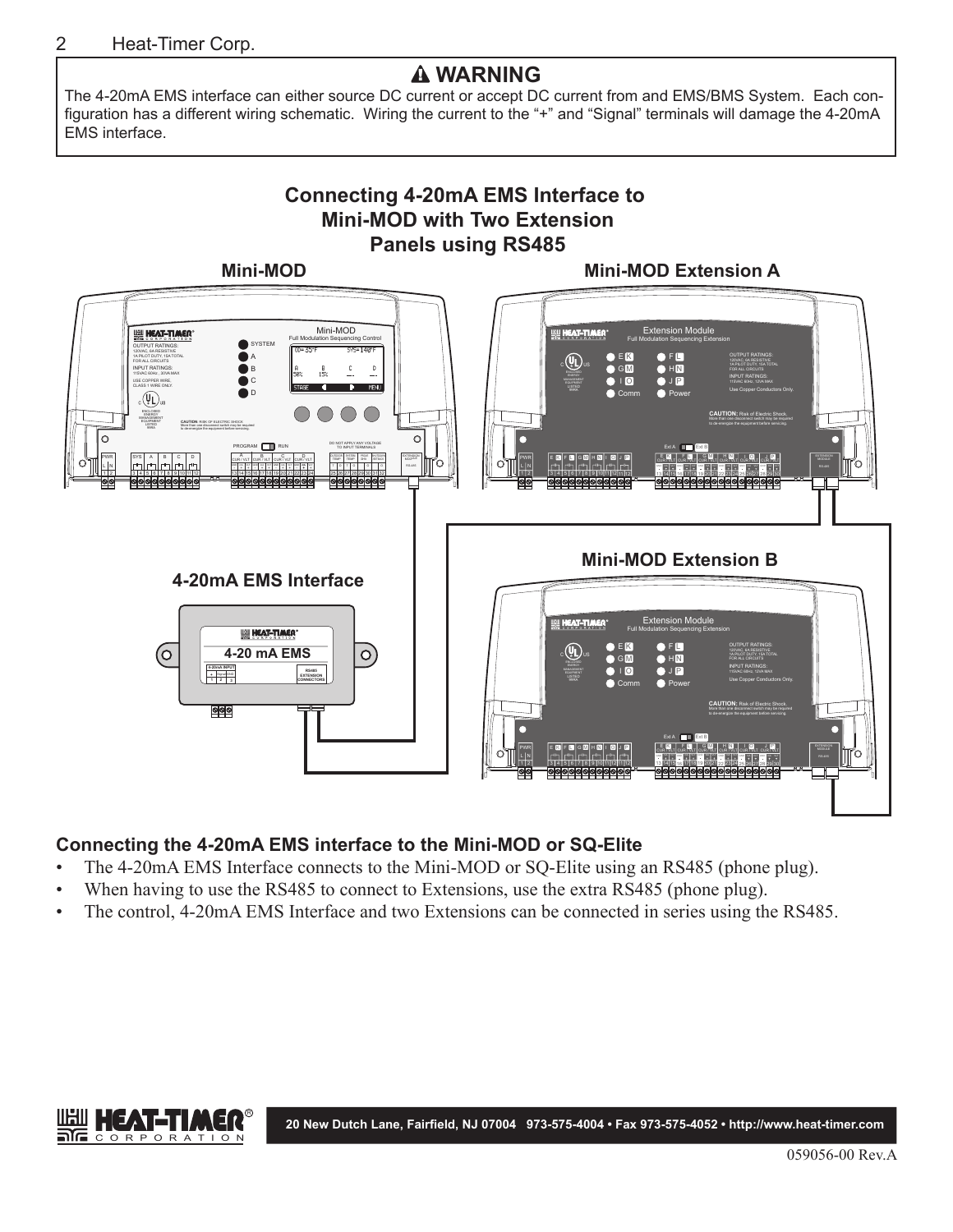## ⚠ WARNING

The 4-20mA EMS interface can either source DC current or accept DC current from and EMS/BMS System. Each configuration has a different wiring schematic. Wiring the current to the "+" and "Signal" terminals will damage the 4-20mA EMS interface.

## Connecting 4-20mA EMS Interface to Mini-MOD with Two Extension Panels using RS485

Mini-MOD

Mini-MOD Extension A

Mini-MOD Extension B

4-20mA EMS Interface

### Connecting the 4-20mA EMS interface to the Mini-MOD or SQ-Elite

- The 4-20mA EMS Interface connects to the Mini-MOD or SQ-Elite using an RS485 (phone plug).
- When having to use the RS485 to connect to Extensions, use the extra RS485 (phone plug).
- The control, 4-20mA EMS Interface and two Extensions can be connected in series using the RS485.

20 New Dutch Lane, Fairfield, NJ 07004 973-575-4004 • Fax 973-575-4052 • http://www.heat-timer.com

059056-00 Rev.A